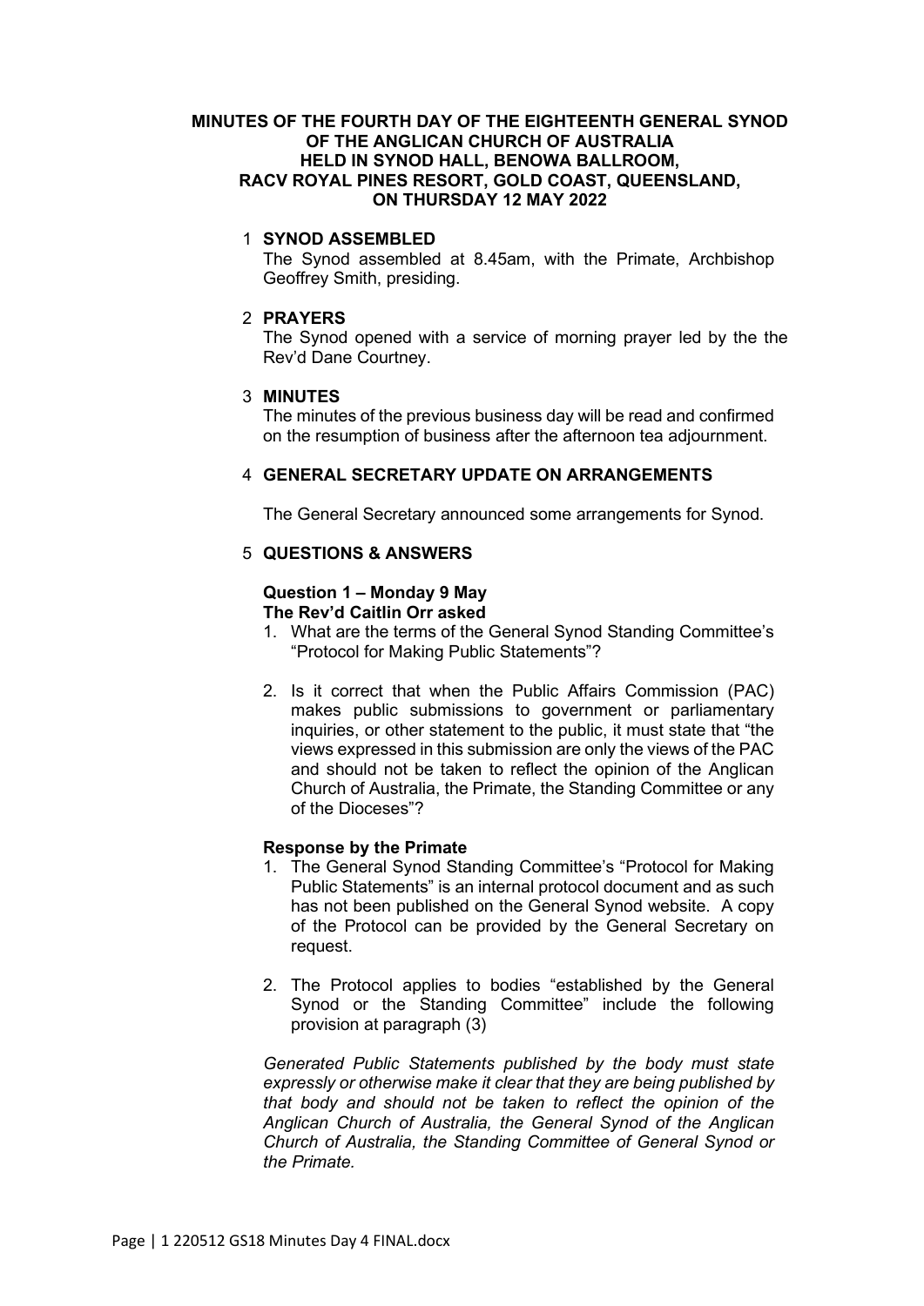# MINUTES OF THE FOURTH DAY OF THE EIGHTEENTH GENERAL SYNOD OF THE ANGLICAN CHURCH OF AUSTRALIA HELD IN SYNOD HALL, BENOWA BALLROOM, RACV ROYAL PINES RESORT, GOLD COAST, QUEENSLAND, ON THURSDAY 12 MAY 2022

## 1 SYNOD ASSEMBLED

The Synod assembled at 8.45am, with the Primate, Archbishop Geoffrey Smith, presiding.

## 2 PRAYERS

The Synod opened with a service of morning prayer led by the the Rev'd Dane Courtney.

## 3 MINUTES

The minutes of the previous business day will be read and confirmed on the resumption of business after the afternoon tea adjournment.

## 4 GENERAL SECRETARY UPDATE ON ARRANGEMENTS

The General Secretary announced some arrangements for Synod.

## 5 QUESTIONS & ANSWERS

**Question 1 – Monday 9 May**
**The Rev'd Caitlin Orr asked**

1. What are the terms of the General Synod Standing Committee's "Protocol for Making Public Statements"?

2. Is it correct that when the Public Affairs Commission (PAC) makes public submissions to government or parliamentary inquiries, or other statement to the public, it must state that "the views expressed in this submission are only the views of the PAC and should not be taken to reflect the opinion of the Anglican Church of Australia, the Primate, the Standing Committee or any of the Dioceses"?

**Response by the Primate**

1. The General Synod Standing Committee's "Protocol for Making Public Statements" is an internal protocol document and as such has not been published on the General Synod website. A copy of the Protocol can be provided by the General Secretary on request.

2. The Protocol applies to bodies "established by the General Synod or the Standing Committee" include the following provision at paragraph (3)

*Generated Public Statements published by the body must state expressly or otherwise make it clear that they are being published by that body and should not be taken to reflect the opinion of the Anglican Church of Australia, the General Synod of the Anglican Church of Australia, the Standing Committee of General Synod or the Primate.*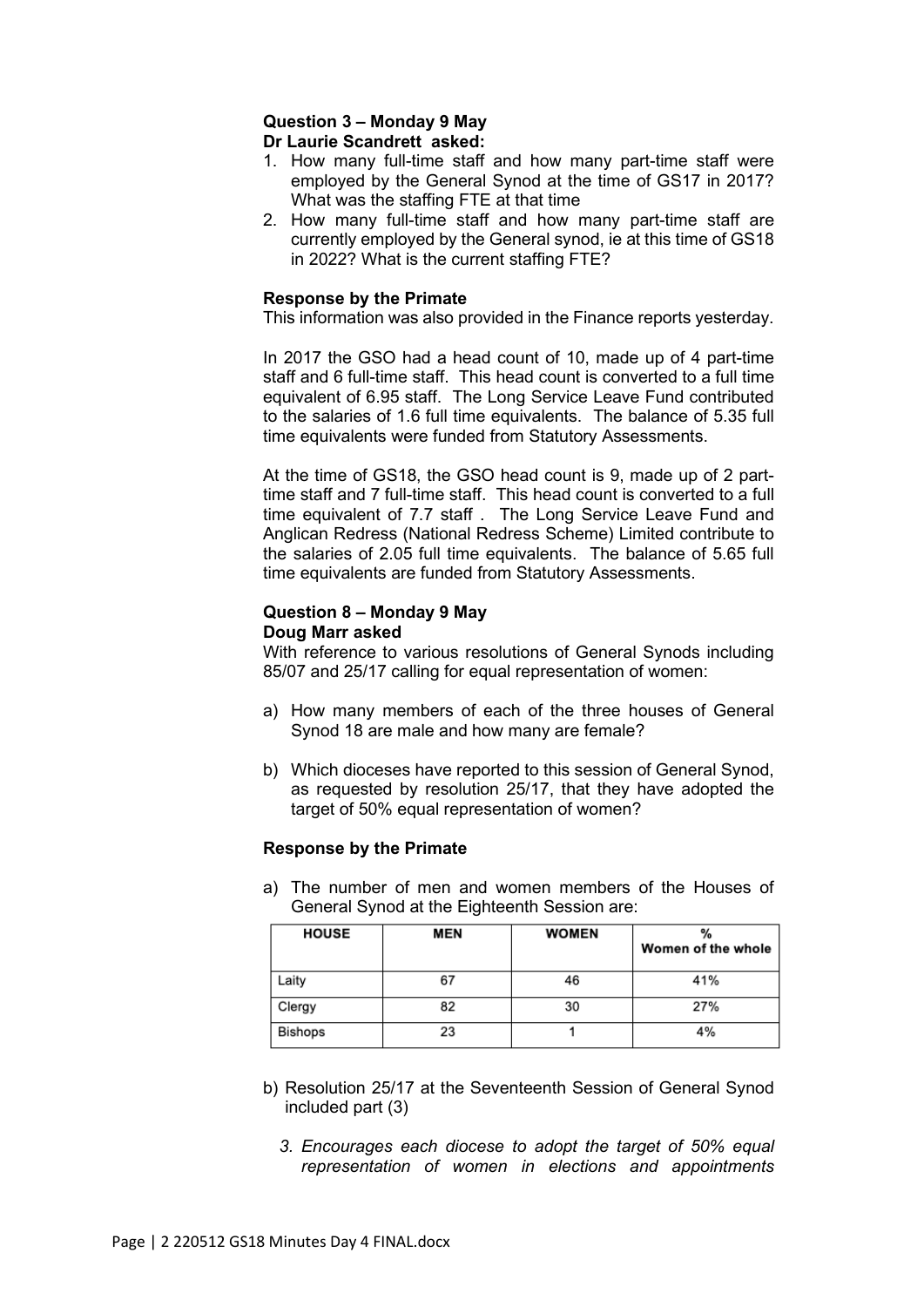**Question 3 – Monday 9 May**
**Dr Laurie Scandrett asked:**

1. How many full-time staff and how many part-time staff were employed by the General Synod at the time of GS17 in 2017? What was the staffing FTE at that time
2. How many full-time staff and how many part-time staff are currently employed by the General synod, ie at this time of GS18 in 2022? What is the current staffing FTE?

**Response by the Primate**

This information was also provided in the Finance reports yesterday.

In 2017 the GSO had a head count of 10, made up of 4 part-time staff and 6 full-time staff. This head count is converted to a full time equivalent of 6.95 staff. The Long Service Leave Fund contributed to the salaries of 1.6 full time equivalents. The balance of 5.35 full time equivalents were funded from Statutory Assessments.

At the time of GS18, the GSO head count is 9, made up of 2 part-time staff and 7 full-time staff. This head count is converted to a full time equivalent of 7.7 staff . The Long Service Leave Fund and Anglican Redress (National Redress Scheme) Limited contribute to the salaries of 2.05 full time equivalents. The balance of 5.65 full time equivalents are funded from Statutory Assessments.

**Question 8 – Monday 9 May**
**Doug Marr asked**

With reference to various resolutions of General Synods including 85/07 and 25/17 calling for equal representation of women:

a) How many members of each of the three houses of General Synod 18 are male and how many are female?

b) Which dioceses have reported to this session of General Synod, as requested by resolution 25/17, that they have adopted the target of 50% equal representation of women?

**Response by the Primate**

a) The number of men and women members of the Houses of General Synod at the Eighteenth Session are:

| HOUSE | MEN | WOMEN | % Women of the whole |
|---|---|---|---|
| Laity | 67 | 46 | 41% |
| Clergy | 82 | 30 | 27% |
| Bishops | 23 | 1 | 4% |

b) Resolution 25/17 at the Seventeenth Session of General Synod included part (3)

*3. Encourages each diocese to adopt the target of 50% equal representation of women in elections and appointments*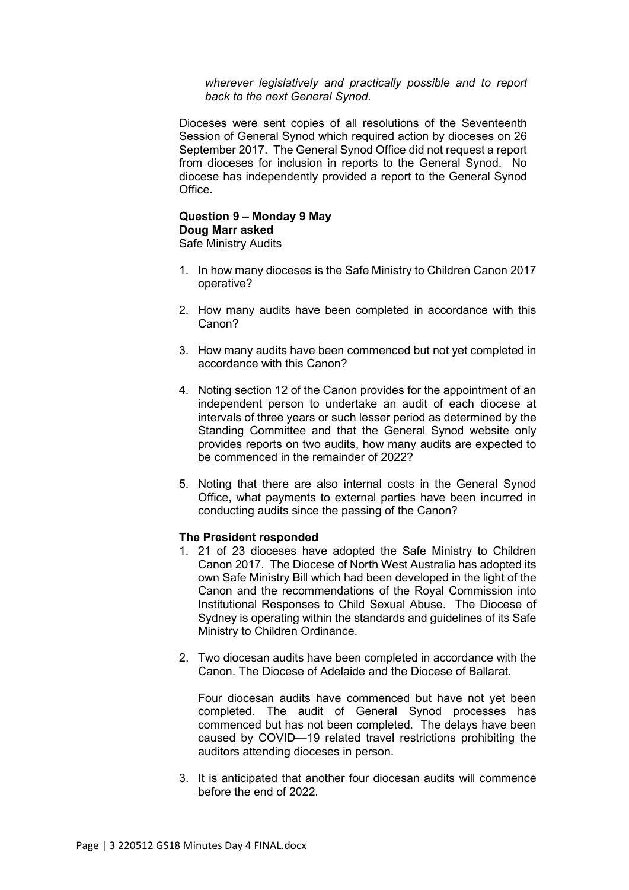*wherever legislatively and practically possible and to report back to the next General Synod.*

Dioceses were sent copies of all resolutions of the Seventeenth Session of General Synod which required action by dioceses on 26 September 2017. The General Synod Office did not request a report from dioceses for inclusion in reports to the General Synod. No diocese has independently provided a report to the General Synod Office.

**Question 9 – Monday 9 May**
**Doug Marr asked**
Safe Ministry Audits

1. In how many dioceses is the Safe Ministry to Children Canon 2017 operative?

2. How many audits have been completed in accordance with this Canon?

3. How many audits have been commenced but not yet completed in accordance with this Canon?

4. Noting section 12 of the Canon provides for the appointment of an independent person to undertake an audit of each diocese at intervals of three years or such lesser period as determined by the Standing Committee and that the General Synod website only provides reports on two audits, how many audits are expected to be commenced in the remainder of 2022?

5. Noting that there are also internal costs in the General Synod Office, what payments to external parties have been incurred in conducting audits since the passing of the Canon?

**The President responded**

1. 21 of 23 dioceses have adopted the Safe Ministry to Children Canon 2017. The Diocese of North West Australia has adopted its own Safe Ministry Bill which had been developed in the light of the Canon and the recommendations of the Royal Commission into Institutional Responses to Child Sexual Abuse. The Diocese of Sydney is operating within the standards and guidelines of its Safe Ministry to Children Ordinance.

2. Two diocesan audits have been completed in accordance with the Canon. The Diocese of Adelaide and the Diocese of Ballarat.

   Four diocesan audits have commenced but have not yet been completed. The audit of General Synod processes has commenced but has not been completed. The delays have been caused by COVID—19 related travel restrictions prohibiting the auditors attending dioceses in person.

3. It is anticipated that another four diocesan audits will commence before the end of 2022.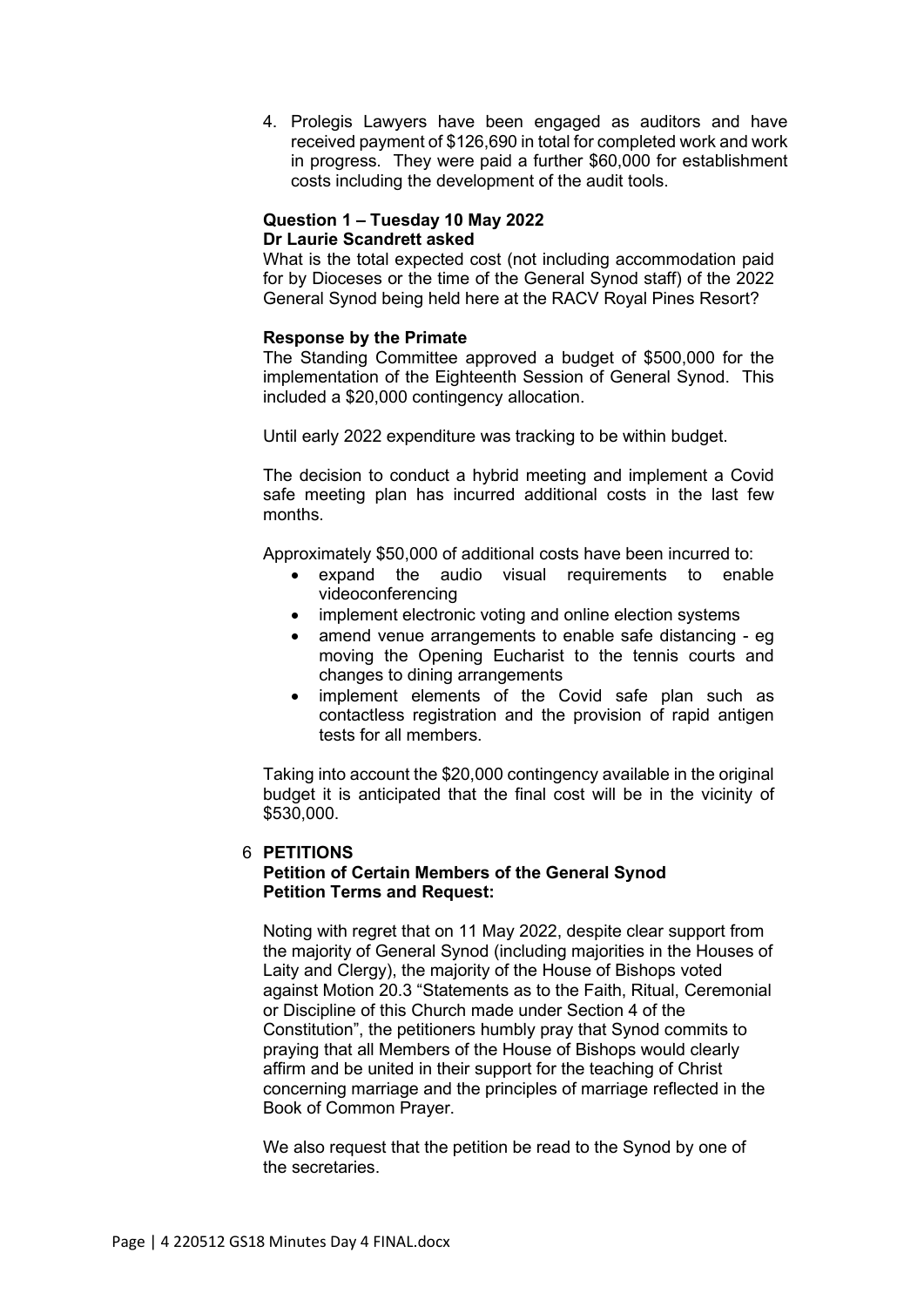4. Prolegis Lawyers have been engaged as auditors and have received payment of $126,690 in total for completed work and work in progress. They were paid a further $60,000 for establishment costs including the development of the audit tools.

**Question 1 – Tuesday 10 May 2022**
**Dr Laurie Scandrett asked**

What is the total expected cost (not including accommodation paid for by Dioceses or the time of the General Synod staff) of the 2022 General Synod being held here at the RACV Royal Pines Resort?

**Response by the Primate**

The Standing Committee approved a budget of $500,000 for the implementation of the Eighteenth Session of General Synod. This included a $20,000 contingency allocation.

Until early 2022 expenditure was tracking to be within budget.

The decision to conduct a hybrid meeting and implement a Covid safe meeting plan has incurred additional costs in the last few months.

Approximately $50,000 of additional costs have been incurred to:

- expand the audio visual requirements to enable videoconferencing
- implement electronic voting and online election systems
- amend venue arrangements to enable safe distancing - eg moving the Opening Eucharist to the tennis courts and changes to dining arrangements
- implement elements of the Covid safe plan such as contactless registration and the provision of rapid antigen tests for all members.

Taking into account the $20,000 contingency available in the original budget it is anticipated that the final cost will be in the vicinity of $530,000.

## 6 PETITIONS

**Petition of Certain Members of the General Synod**
**Petition Terms and Request:**

Noting with regret that on 11 May 2022, despite clear support from the majority of General Synod (including majorities in the Houses of Laity and Clergy), the majority of the House of Bishops voted against Motion 20.3 "Statements as to the Faith, Ritual, Ceremonial or Discipline of this Church made under Section 4 of the Constitution", the petitioners humbly pray that Synod commits to praying that all Members of the House of Bishops would clearly affirm and be united in their support for the teaching of Christ concerning marriage and the principles of marriage reflected in the Book of Common Prayer.

We also request that the petition be read to the Synod by one of the secretaries.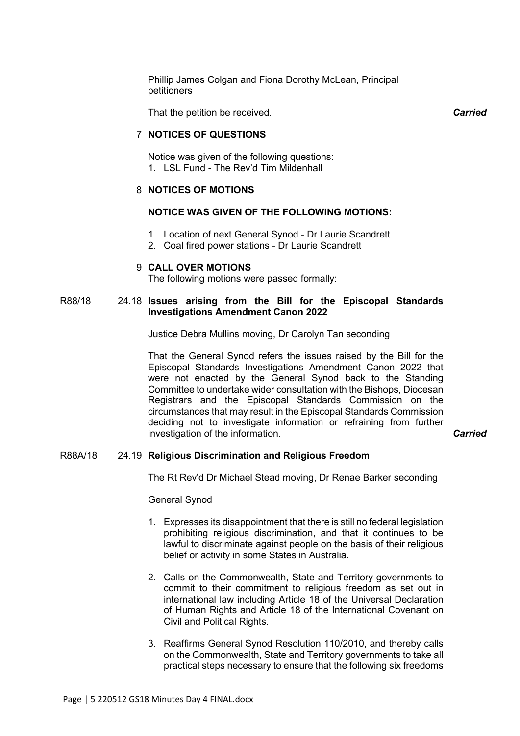Phillip James Colgan and Fiona Dorothy McLean, Principal petitioners

That the petition be received. ***Carried***

## 7 NOTICES OF QUESTIONS

Notice was given of the following questions:

1. LSL Fund - The Rev'd Tim Mildenhall

## 8 NOTICES OF MOTIONS

**NOTICE WAS GIVEN OF THE FOLLOWING MOTIONS:**

1. Location of next General Synod - Dr Laurie Scandrett
2. Coal fired power stations - Dr Laurie Scandrett

## 9 CALL OVER MOTIONS

The following motions were passed formally:

### R88/18 — 24.18 Issues arising from the Bill for the Episcopal Standards Investigations Amendment Canon 2022

Justice Debra Mullins moving, Dr Carolyn Tan seconding

That the General Synod refers the issues raised by the Bill for the Episcopal Standards Investigations Amendment Canon 2022 that were not enacted by the General Synod back to the Standing Committee to undertake wider consultation with the Bishops, Diocesan Registrars and the Episcopal Standards Commission on the circumstances that may result in the Episcopal Standards Commission deciding not to investigate information or refraining from further investigation of the information. ***Carried***

### R88A/18 — 24.19 Religious Discrimination and Religious Freedom

The Rt Rev'd Dr Michael Stead moving, Dr Renae Barker seconding

General Synod

1. Expresses its disappointment that there is still no federal legislation prohibiting religious discrimination, and that it continues to be lawful to discriminate against people on the basis of their religious belief or activity in some States in Australia.
2. Calls on the Commonwealth, State and Territory governments to commit to their commitment to religious freedom as set out in international law including Article 18 of the Universal Declaration of Human Rights and Article 18 of the International Covenant on Civil and Political Rights.
3. Reaffirms General Synod Resolution 110/2010, and thereby calls on the Commonwealth, State and Territory governments to take all practical steps necessary to ensure that the following six freedoms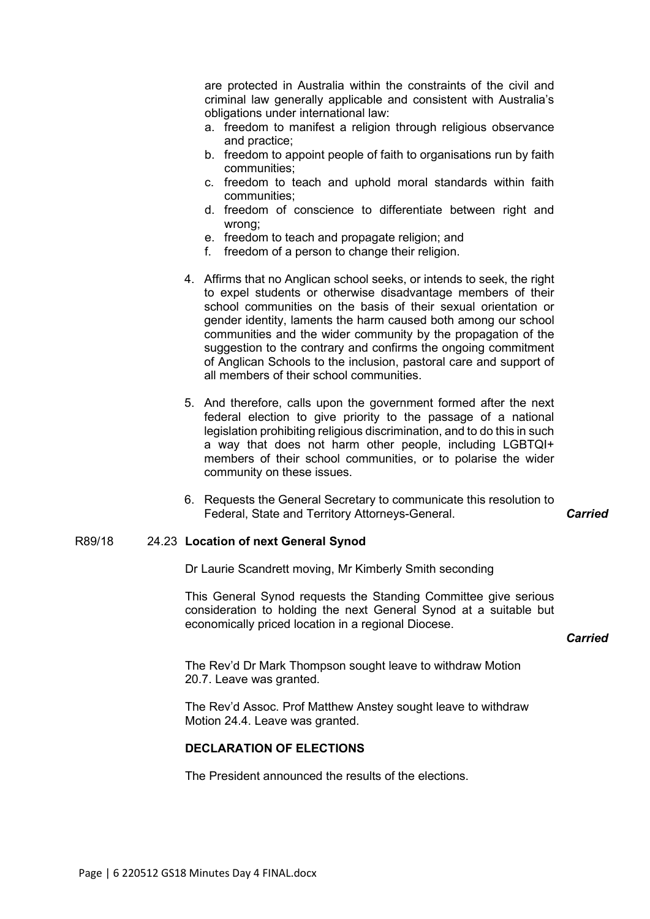are protected in Australia within the constraints of the civil and criminal law generally applicable and consistent with Australia's obligations under international law:

a. freedom to manifest a religion through religious observance and practice;
b. freedom to appoint people of faith to organisations run by faith communities;
c. freedom to teach and uphold moral standards within faith communities;
d. freedom of conscience to differentiate between right and wrong;
e. freedom to teach and propagate religion; and
f. freedom of a person to change their religion.

4. Affirms that no Anglican school seeks, or intends to seek, the right to expel students or otherwise disadvantage members of their school communities on the basis of their sexual orientation or gender identity, laments the harm caused both among our school communities and the wider community by the propagation of the suggestion to the contrary and confirms the ongoing commitment of Anglican Schools to the inclusion, pastoral care and support of all members of their school communities.

5. And therefore, calls upon the government formed after the next federal election to give priority to the passage of a national legislation prohibiting religious discrimination, and to do this in such a way that does not harm other people, including LGBTQI+ members of their school communities, or to polarise the wider community on these issues.

6. Requests the General Secretary to communicate this resolution to Federal, State and Territory Attorneys-General. ***Carried***

R89/18 24.23 **Location of next General Synod**

Dr Laurie Scandrett moving, Mr Kimberly Smith seconding

This General Synod requests the Standing Committee give serious consideration to holding the next General Synod at a suitable but economically priced location in a regional Diocese.

***Carried***

The Rev'd Dr Mark Thompson sought leave to withdraw Motion 20.7. Leave was granted.

The Rev'd Assoc. Prof Matthew Anstey sought leave to withdraw Motion 24.4. Leave was granted.

**DECLARATION OF ELECTIONS**

The President announced the results of the elections.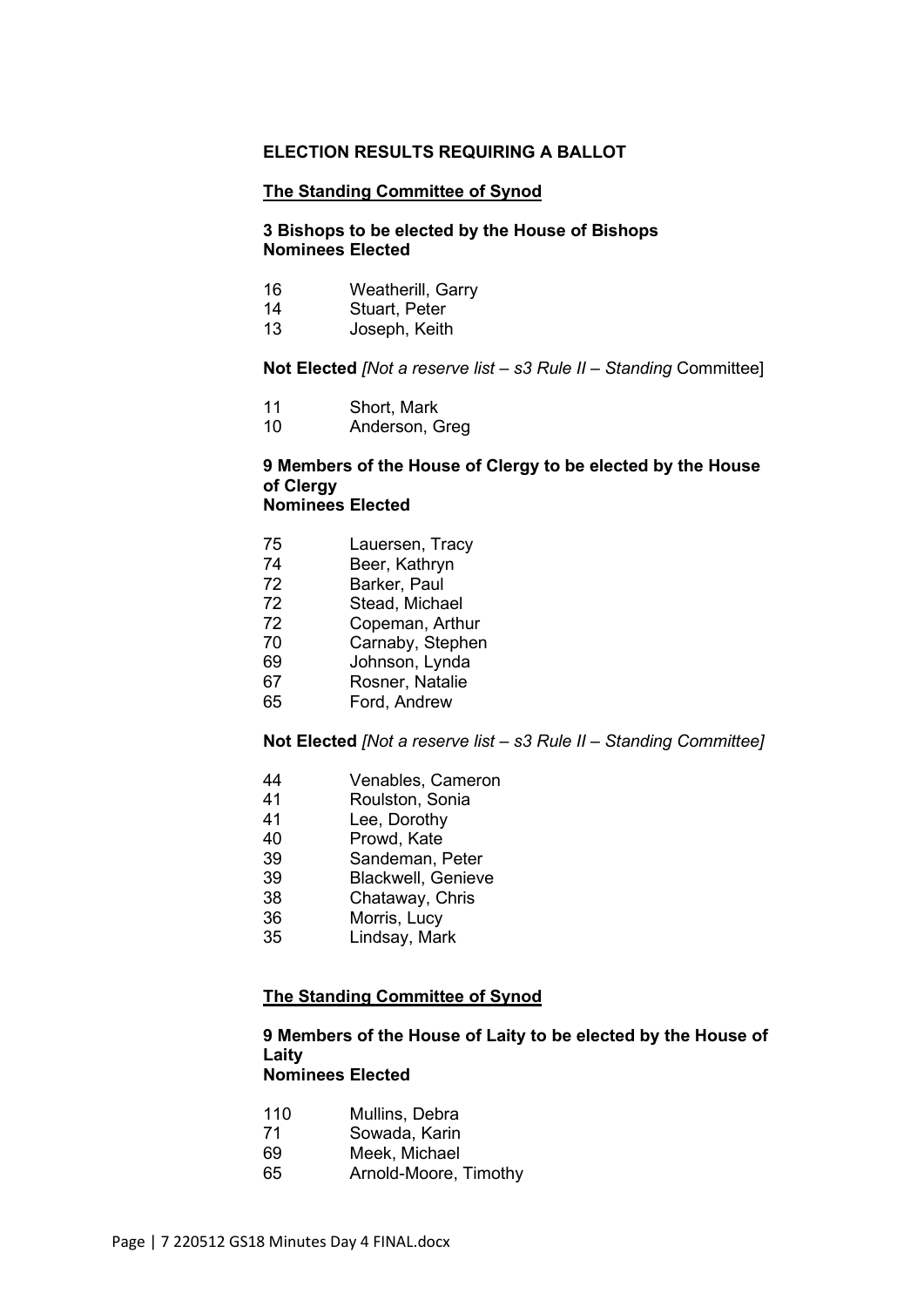**ELECTION RESULTS REQUIRING A BALLOT**

**<u>The Standing Committee of Synod</u>**

**3 Bishops to be elected by the House of Bishops**
**Nominees Elected**

| | |
|---|---|
| 16 | Weatherill, Garry |
| 14 | Stuart, Peter |
| 13 | Joseph, Keith |

**Not Elected** *[Not a reserve list – s3 Rule II – Standing* Committee]

| | |
|---|---|
| 11 | Short, Mark |
| 10 | Anderson, Greg |

**9 Members of the House of Clergy to be elected by the House of Clergy**
**Nominees Elected**

| | |
|---|---|
| 75 | Lauersen, Tracy |
| 74 | Beer, Kathryn |
| 72 | Barker, Paul |
| 72 | Stead, Michael |
| 72 | Copeman, Arthur |
| 70 | Carnaby, Stephen |
| 69 | Johnson, Lynda |
| 67 | Rosner, Natalie |
| 65 | Ford, Andrew |

**Not Elected** *[Not a reserve list – s3 Rule II – Standing Committee]*

| | |
|---|---|
| 44 | Venables, Cameron |
| 41 | Roulston, Sonia |
| 41 | Lee, Dorothy |
| 40 | Prowd, Kate |
| 39 | Sandeman, Peter |
| 39 | Blackwell, Genieve |
| 38 | Chataway, Chris |
| 36 | Morris, Lucy |
| 35 | Lindsay, Mark |

**<u>The Standing Committee of Synod</u>**

**9 Members of the House of Laity to be elected by the House of Laity**
**Nominees Elected**

| | |
|---|---|
| 110 | Mullins, Debra |
| 71 | Sowada, Karin |
| 69 | Meek, Michael |
| 65 | Arnold-Moore, Timothy |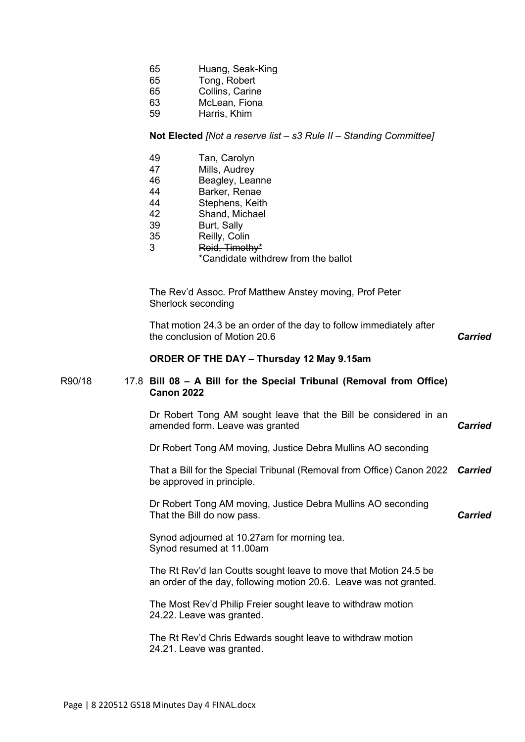65 Huang, Seak-King
65 Tong, Robert
65 Collins, Carine
63 McLean, Fiona
59 Harris, Khim

**Not Elected** *[Not a reserve list – s3 Rule II – Standing Committee]*

49 Tan, Carolyn
47 Mills, Audrey
46 Beagley, Leanne
44 Barker, Renae
44 Stephens, Keith
42 Shand, Michael
39 Burt, Sally
35 Reilly, Colin
3 ~~Reid, Timothy*~~
*Candidate withdrew from the ballot

The Rev'd Assoc. Prof Matthew Anstey moving, Prof Peter Sherlock seconding

That motion 24.3 be an order of the day to follow immediately after the conclusion of Motion 20.6 ***Carried***

**ORDER OF THE DAY – Thursday 12 May 9.15am**

R90/18 17.8 **Bill 08 – A Bill for the Special Tribunal (Removal from Office) Canon 2022**

Dr Robert Tong AM sought leave that the Bill be considered in an amended form. Leave was granted ***Carried***

Dr Robert Tong AM moving, Justice Debra Mullins AO seconding

That a Bill for the Special Tribunal (Removal from Office) Canon 2022 be approved in principle. ***Carried***

Dr Robert Tong AM moving, Justice Debra Mullins AO seconding
That the Bill do now pass. ***Carried***

Synod adjourned at 10.27am for morning tea.
Synod resumed at 11.00am

The Rt Rev'd Ian Coutts sought leave to move that Motion 24.5 be an order of the day, following motion 20.6. Leave was not granted.

The Most Rev'd Philip Freier sought leave to withdraw motion 24.22. Leave was granted.

The Rt Rev'd Chris Edwards sought leave to withdraw motion 24.21. Leave was granted.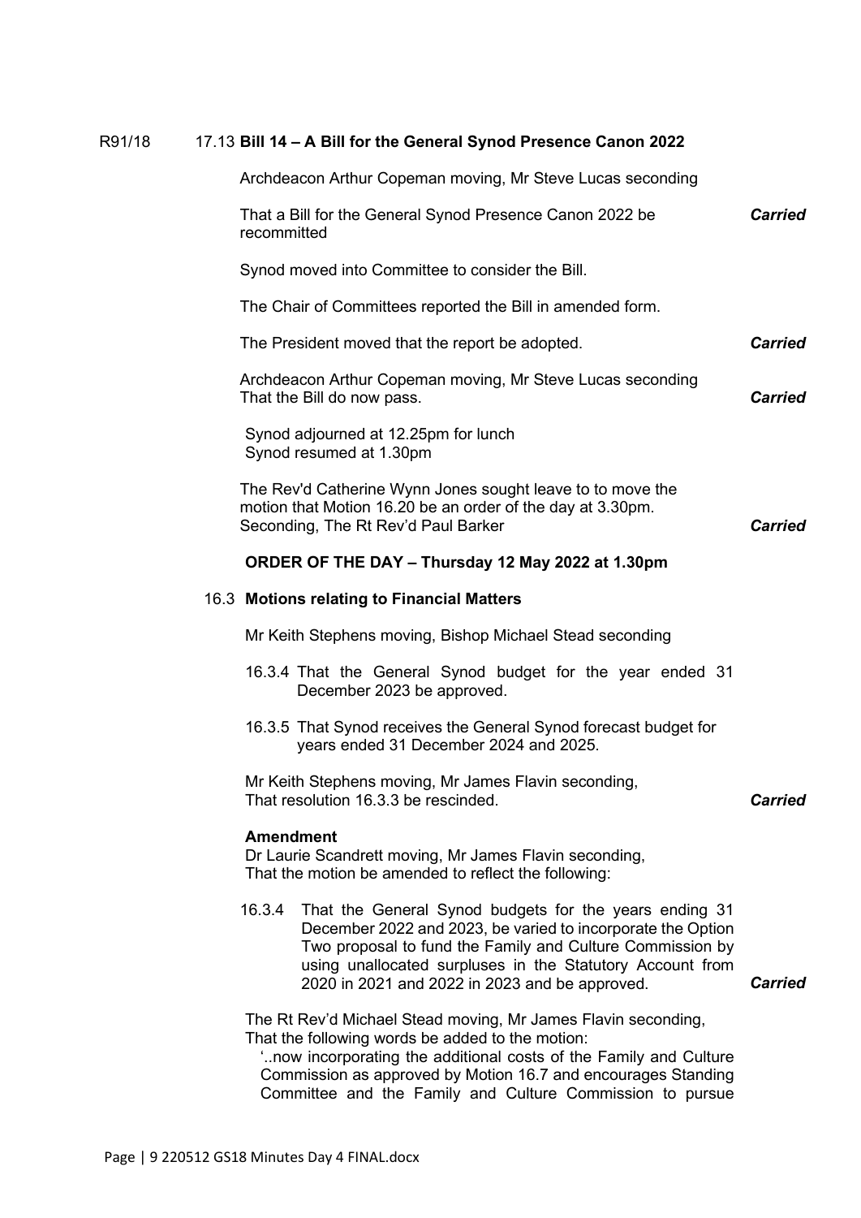R91/18 17.13 **Bill 14 – A Bill for the General Synod Presence Canon 2022**

Archdeacon Arthur Copeman moving, Mr Steve Lucas seconding

That a Bill for the General Synod Presence Canon 2022 be recommitted — ***Carried***

Synod moved into Committee to consider the Bill.

The Chair of Committees reported the Bill in amended form.

The President moved that the report be adopted. — ***Carried***

Archdeacon Arthur Copeman moving, Mr Steve Lucas seconding
That the Bill do now pass. — ***Carried***

Synod adjourned at 12.25pm for lunch
Synod resumed at 1.30pm

The Rev'd Catherine Wynn Jones sought leave to to move the motion that Motion 16.20 be an order of the day at 3.30pm.
Seconding, The Rt Rev'd Paul Barker — ***Carried***

**ORDER OF THE DAY – Thursday 12 May 2022 at 1.30pm**

16.3 **Motions relating to Financial Matters**

Mr Keith Stephens moving, Bishop Michael Stead seconding

16.3.4 That the General Synod budget for the year ended 31 December 2023 be approved.

16.3.5 That Synod receives the General Synod forecast budget for years ended 31 December 2024 and 2025.

Mr Keith Stephens moving, Mr James Flavin seconding,
That resolution 16.3.3 be rescinded. — ***Carried***

**Amendment**
Dr Laurie Scandrett moving, Mr James Flavin seconding,
That the motion be amended to reflect the following:

16.3.4 That the General Synod budgets for the years ending 31 December 2022 and 2023, be varied to incorporate the Option Two proposal to fund the Family and Culture Commission by using unallocated surpluses in the Statutory Account from 2020 in 2021 and 2022 in 2023 and be approved. — ***Carried***

The Rt Rev'd Michael Stead moving, Mr James Flavin seconding,
That the following words be added to the motion:
'..now incorporating the additional costs of the Family and Culture Commission as approved by Motion 16.7 and encourages Standing Committee and the Family and Culture Commission to pursue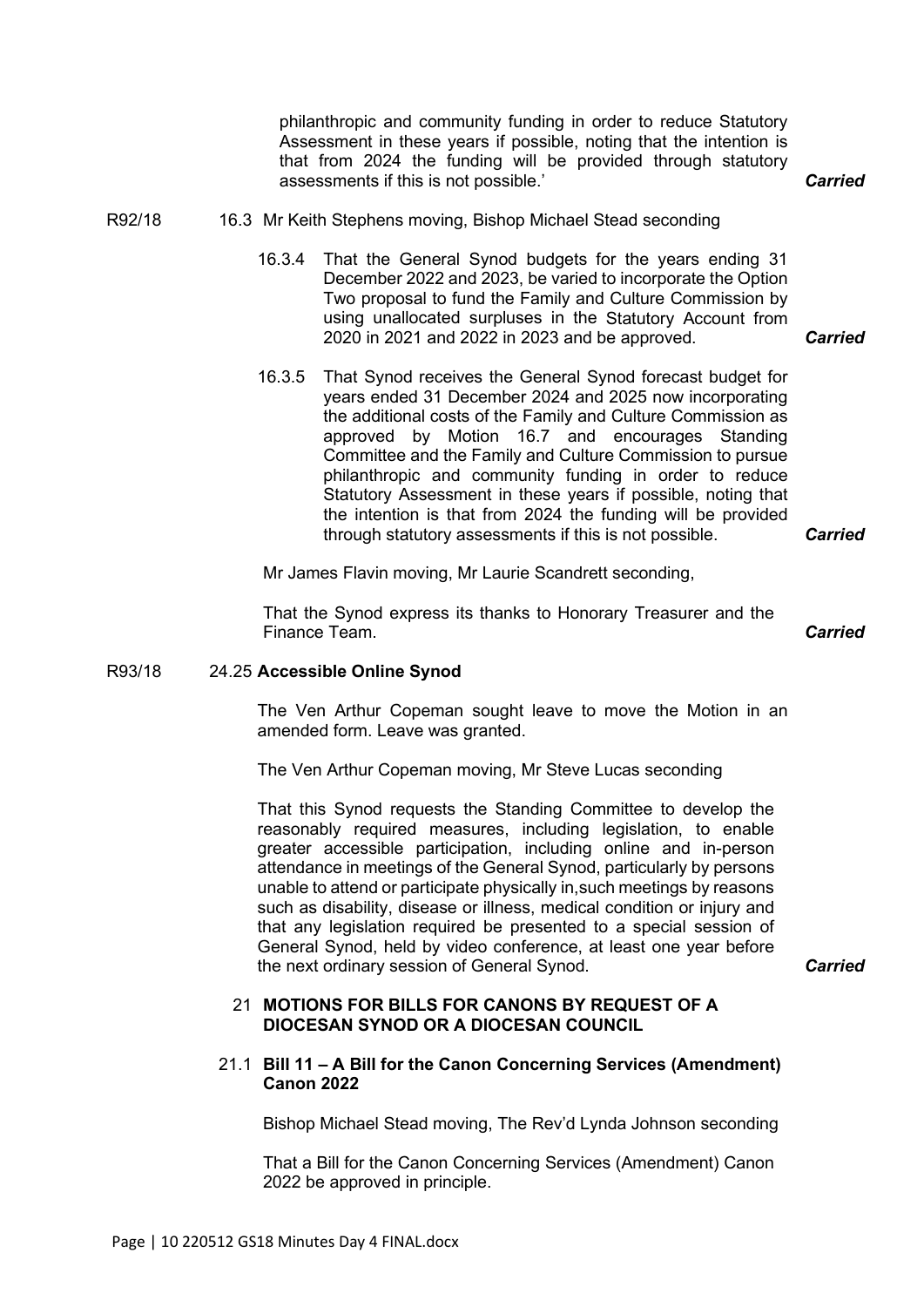philanthropic and community funding in order to reduce Statutory Assessment in these years if possible, noting that the intention is that from 2024 the funding will be provided through statutory assessments if this is not possible.' ***Carried***

R92/18 16.3 Mr Keith Stephens moving, Bishop Michael Stead seconding

16.3.4 That the General Synod budgets for the years ending 31 December 2022 and 2023, be varied to incorporate the Option Two proposal to fund the Family and Culture Commission by using unallocated surpluses in the Statutory Account from 2020 in 2021 and 2022 in 2023 and be approved. ***Carried***

16.3.5 That Synod receives the General Synod forecast budget for years ended 31 December 2024 and 2025 now incorporating the additional costs of the Family and Culture Commission as approved by Motion 16.7 and encourages Standing Committee and the Family and Culture Commission to pursue philanthropic and community funding in order to reduce Statutory Assessment in these years if possible, noting that the intention is that from 2024 the funding will be provided through statutory assessments if this is not possible. ***Carried***

Mr James Flavin moving, Mr Laurie Scandrett seconding,

That the Synod express its thanks to Honorary Treasurer and the Finance Team. ***Carried***

R93/18 24.25 **Accessible Online Synod**

The Ven Arthur Copeman sought leave to move the Motion in an amended form. Leave was granted.

The Ven Arthur Copeman moving, Mr Steve Lucas seconding

That this Synod requests the Standing Committee to develop the reasonably required measures, including legislation, to enable greater accessible participation, including online and in-person attendance in meetings of the General Synod, particularly by persons unable to attend or participate physically in,such meetings by reasons such as disability, disease or illness, medical condition or injury and that any legislation required be presented to a special session of General Synod, held by video conference, at least one year before the next ordinary session of General Synod. ***Carried***

## 21 MOTIONS FOR BILLS FOR CANONS BY REQUEST OF A DIOCESAN SYNOD OR A DIOCESAN COUNCIL

### 21.1 Bill 11 – A Bill for the Canon Concerning Services (Amendment) Canon 2022

Bishop Michael Stead moving, The Rev'd Lynda Johnson seconding

That a Bill for the Canon Concerning Services (Amendment) Canon 2022 be approved in principle.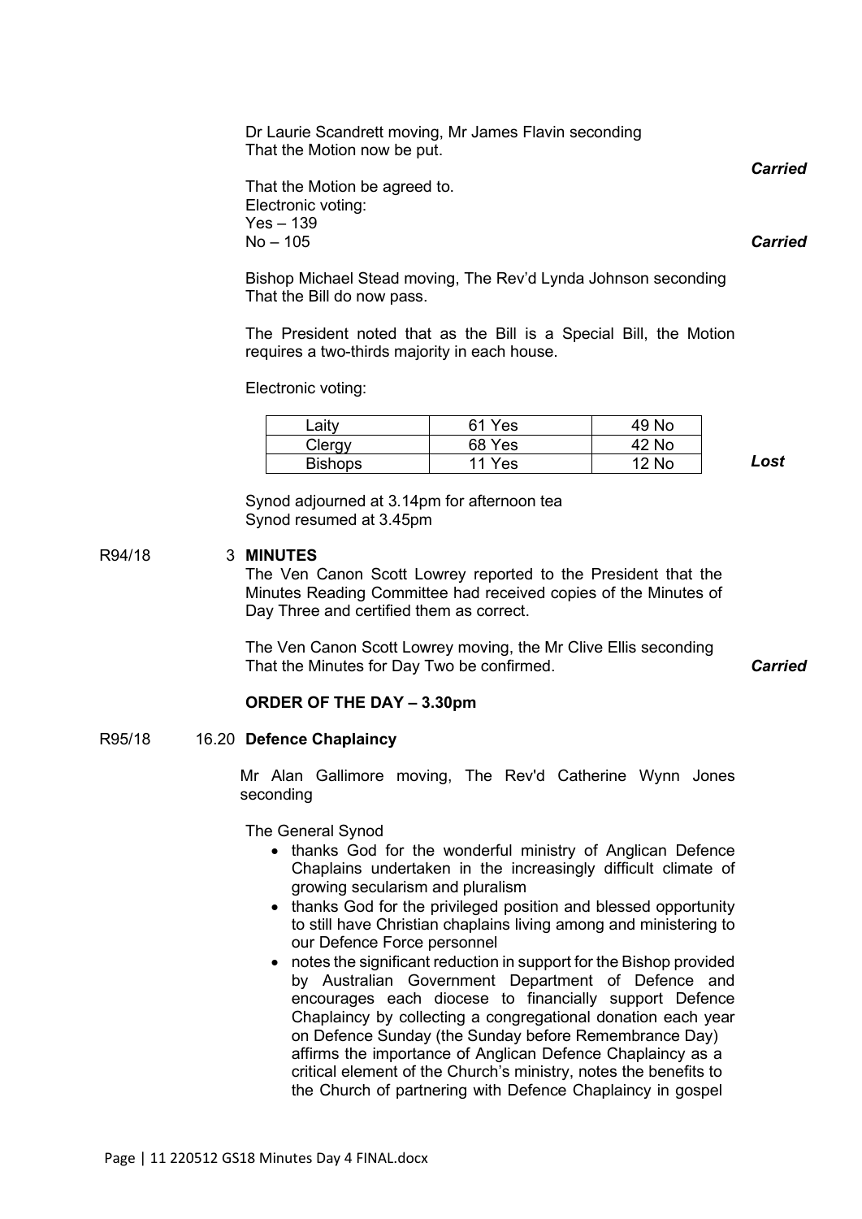Dr Laurie Scandrett moving, Mr James Flavin seconding
That the Motion now be put.

***Carried***

That the Motion be agreed to.
Electronic voting:
Yes – 139
No – 105 ***Carried***

Bishop Michael Stead moving, The Rev'd Lynda Johnson seconding
That the Bill do now pass.

The President noted that as the Bill is a Special Bill, the Motion requires a two-thirds majority in each house.

Electronic voting:

| Laity | 61 Yes | 49 No |
|---|---|---|
| Clergy | 68 Yes | 42 No |
| Bishops | 11 Yes | 12 No |

***Lost***

Synod adjourned at 3.14pm for afternoon tea
Synod resumed at 3.45pm

R94/18 3 **MINUTES**

The Ven Canon Scott Lowrey reported to the President that the Minutes Reading Committee had received copies of the Minutes of Day Three and certified them as correct.

The Ven Canon Scott Lowrey moving, the Mr Clive Ellis seconding
That the Minutes for Day Two be confirmed. ***Carried***

**ORDER OF THE DAY – 3.30pm**

R95/18 16.20 **Defence Chaplaincy**

Mr Alan Gallimore moving, The Rev'd Catherine Wynn Jones seconding

The General Synod

- thanks God for the wonderful ministry of Anglican Defence Chaplains undertaken in the increasingly difficult climate of growing secularism and pluralism
- thanks God for the privileged position and blessed opportunity to still have Christian chaplains living among and ministering to our Defence Force personnel
- notes the significant reduction in support for the Bishop provided by Australian Government Department of Defence and encourages each diocese to financially support Defence Chaplaincy by collecting a congregational donation each year on Defence Sunday (the Sunday before Remembrance Day) affirms the importance of Anglican Defence Chaplaincy as a critical element of the Church's ministry, notes the benefits to the Church of partnering with Defence Chaplaincy in gospel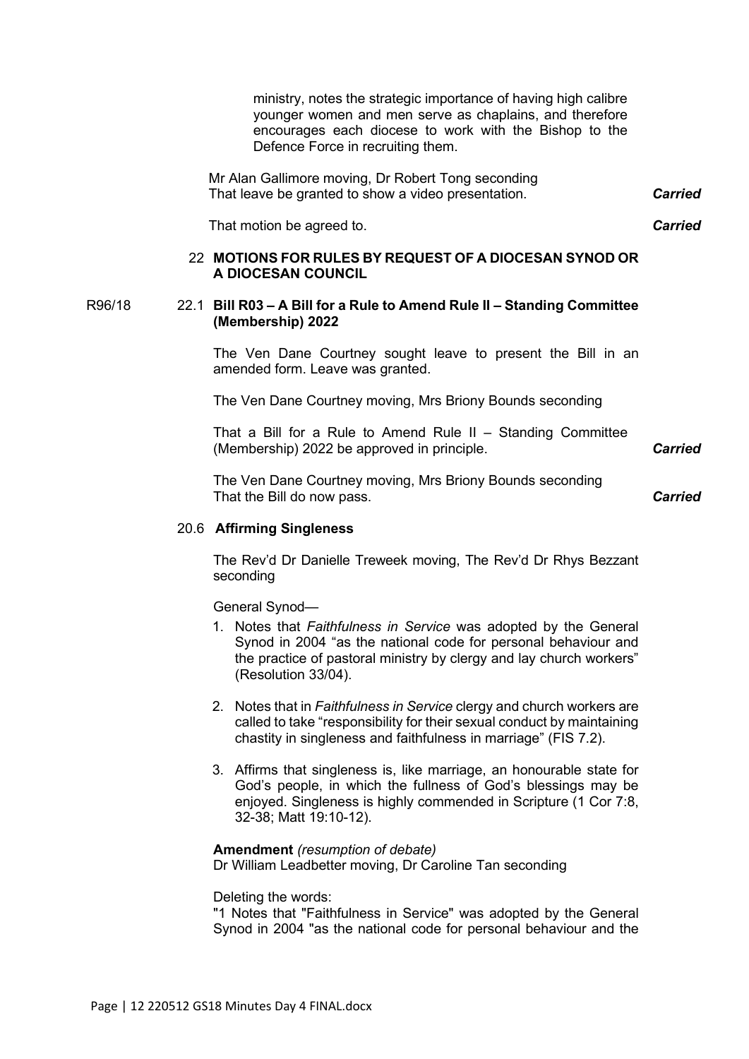ministry, notes the strategic importance of having high calibre younger women and men serve as chaplains, and therefore encourages each diocese to work with the Bishop to the Defence Force in recruiting them.

Mr Alan Gallimore moving, Dr Robert Tong seconding
That leave be granted to show a video presentation. ***Carried***

That motion be agreed to. ***Carried***

## 22 MOTIONS FOR RULES BY REQUEST OF A DIOCESAN SYNOD OR A DIOCESAN COUNCIL

R96/18

### 22.1 Bill R03 – A Bill for a Rule to Amend Rule II – Standing Committee (Membership) 2022

The Ven Dane Courtney sought leave to present the Bill in an amended form. Leave was granted.

The Ven Dane Courtney moving, Mrs Briony Bounds seconding

That a Bill for a Rule to Amend Rule II – Standing Committee (Membership) 2022 be approved in principle. ***Carried***

The Ven Dane Courtney moving, Mrs Briony Bounds seconding
That the Bill do now pass. ***Carried***

### 20.6 Affirming Singleness

The Rev'd Dr Danielle Treweek moving, The Rev'd Dr Rhys Bezzant seconding

General Synod—

1. Notes that *Faithfulness in Service* was adopted by the General Synod in 2004 "as the national code for personal behaviour and the practice of pastoral ministry by clergy and lay church workers" (Resolution 33/04).
2. Notes that in *Faithfulness in Service* clergy and church workers are called to take "responsibility for their sexual conduct by maintaining chastity in singleness and faithfulness in marriage" (FIS 7.2).
3. Affirms that singleness is, like marriage, an honourable state for God's people, in which the fullness of God's blessings may be enjoyed. Singleness is highly commended in Scripture (1 Cor 7:8, 32-38; Matt 19:10-12).

**Amendment** *(resumption of debate)*
Dr William Leadbetter moving, Dr Caroline Tan seconding

Deleting the words:
"1 Notes that "Faithfulness in Service" was adopted by the General Synod in 2004 "as the national code for personal behaviour and the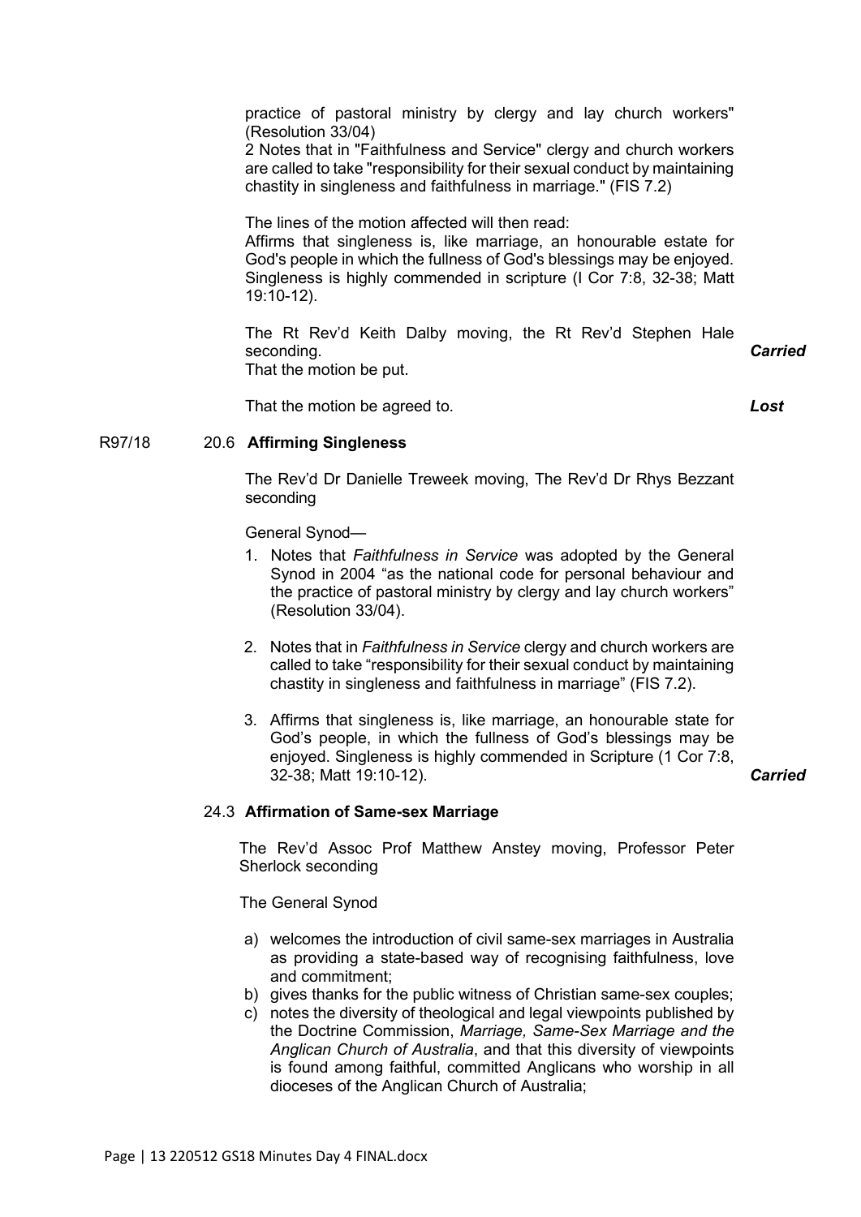practice of pastoral ministry by clergy and lay church workers" (Resolution 33/04)
2 Notes that in "Faithfulness and Service" clergy and church workers are called to take "responsibility for their sexual conduct by maintaining chastity in singleness and faithfulness in marriage." (FIS 7.2)

The lines of the motion affected will then read:
Affirms that singleness is, like marriage, an honourable estate for God's people in which the fullness of God's blessings may be enjoyed. Singleness is highly commended in scripture (I Cor 7:8, 32-38; Matt 19:10-12).

The Rt Rev'd Keith Dalby moving, the Rt Rev'd Stephen Hale seconding.
That the motion be put. ***Carried***

That the motion be agreed to. ***Lost***

R97/18 20.6 **Affirming Singleness**

The Rev'd Dr Danielle Treweek moving, The Rev'd Dr Rhys Bezzant seconding

General Synod—

1. Notes that *Faithfulness in Service* was adopted by the General Synod in 2004 "as the national code for personal behaviour and the practice of pastoral ministry by clergy and lay church workers" (Resolution 33/04).

2. Notes that in *Faithfulness in Service* clergy and church workers are called to take "responsibility for their sexual conduct by maintaining chastity in singleness and faithfulness in marriage" (FIS 7.2).

3. Affirms that singleness is, like marriage, an honourable state for God's people, in which the fullness of God's blessings may be enjoyed. Singleness is highly commended in Scripture (1 Cor 7:8, 32-38; Matt 19:10-12). ***Carried***

24.3 **Affirmation of Same-sex Marriage**

The Rev'd Assoc Prof Matthew Anstey moving, Professor Peter Sherlock seconding

The General Synod

a) welcomes the introduction of civil same-sex marriages in Australia as providing a state-based way of recognising faithfulness, love and commitment;
b) gives thanks for the public witness of Christian same-sex couples;
c) notes the diversity of theological and legal viewpoints published by the Doctrine Commission, *Marriage, Same-Sex Marriage and the Anglican Church of Australia*, and that this diversity of viewpoints is found among faithful, committed Anglicans who worship in all dioceses of the Anglican Church of Australia;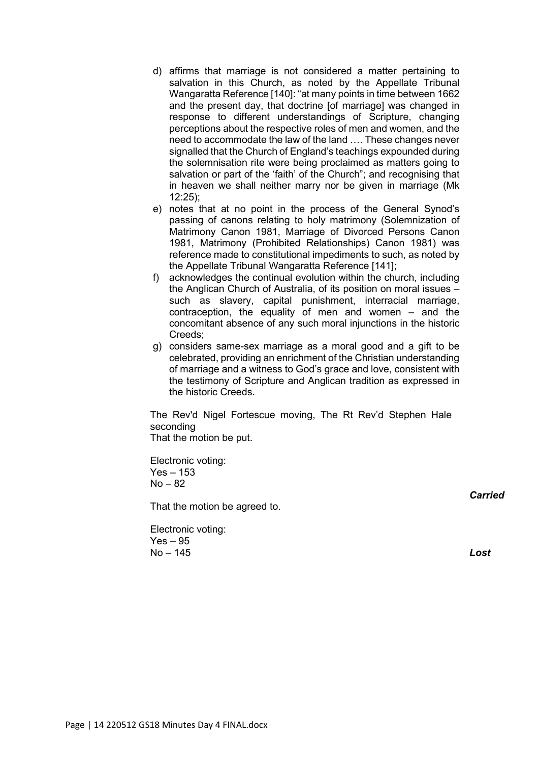d) affirms that marriage is not considered a matter pertaining to salvation in this Church, as noted by the Appellate Tribunal Wangaratta Reference [140]: "at many points in time between 1662 and the present day, that doctrine [of marriage] was changed in response to different understandings of Scripture, changing perceptions about the respective roles of men and women, and the need to accommodate the law of the land …. These changes never signalled that the Church of England's teachings expounded during the solemnisation rite were being proclaimed as matters going to salvation or part of the 'faith' of the Church"; and recognising that in heaven we shall neither marry nor be given in marriage (Mk 12:25);
e) notes that at no point in the process of the General Synod's passing of canons relating to holy matrimony (Solemnization of Matrimony Canon 1981, Marriage of Divorced Persons Canon 1981, Matrimony (Prohibited Relationships) Canon 1981) was reference made to constitutional impediments to such, as noted by the Appellate Tribunal Wangaratta Reference [141];
f) acknowledges the continual evolution within the church, including the Anglican Church of Australia, of its position on moral issues – such as slavery, capital punishment, interracial marriage, contraception, the equality of men and women – and the concomitant absence of any such moral injunctions in the historic Creeds;
g) considers same-sex marriage as a moral good and a gift to be celebrated, providing an enrichment of the Christian understanding of marriage and a witness to God's grace and love, consistent with the testimony of Scripture and Anglican tradition as expressed in the historic Creeds.

The Rev'd Nigel Fortescue moving, The Rt Rev'd Stephen Hale seconding
That the motion be put.

Electronic voting:
Yes – 153
No – 82

***Carried***

That the motion be agreed to.

Electronic voting:
Yes – 95
No – 145 ***Lost***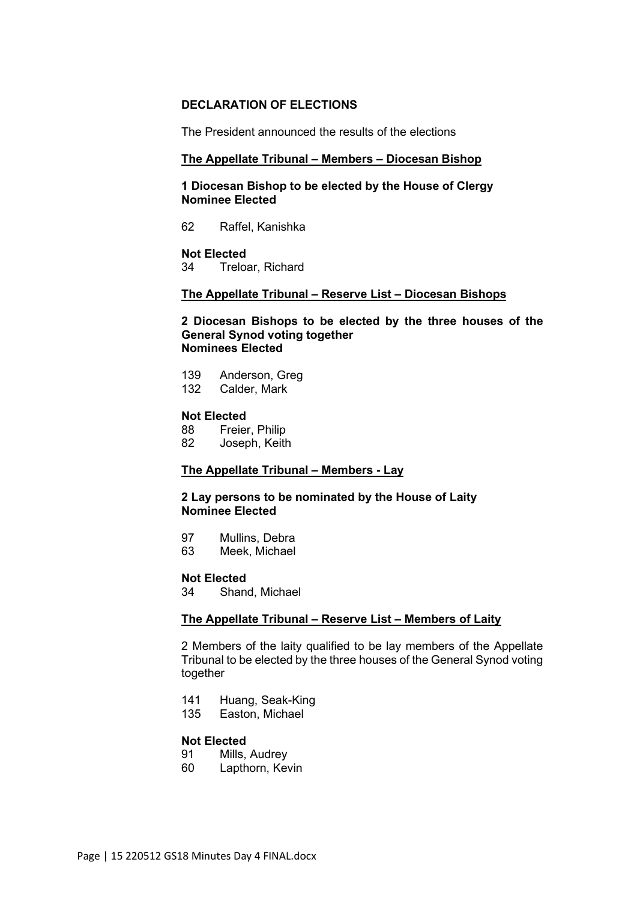**DECLARATION OF ELECTIONS**

The President announced the results of the elections

**The Appellate Tribunal – Members – Diocesan Bishop**

**1 Diocesan Bishop to be elected by the House of Clergy**
**Nominee Elected**

62 Raffel, Kanishka

**Not Elected**
34 Treloar, Richard

**The Appellate Tribunal – Reserve List – Diocesan Bishops**

**2 Diocesan Bishops to be elected by the three houses of the General Synod voting together**
**Nominees Elected**

139 Anderson, Greg
132 Calder, Mark

**Not Elected**
88 Freier, Philip
82 Joseph, Keith

**The Appellate Tribunal – Members - Lay**

**2 Lay persons to be nominated by the House of Laity**
**Nominee Elected**

97 Mullins, Debra
63 Meek, Michael

**Not Elected**
34 Shand, Michael

**The Appellate Tribunal – Reserve List – Members of Laity**

2 Members of the laity qualified to be lay members of the Appellate Tribunal to be elected by the three houses of the General Synod voting together

141 Huang, Seak-King
135 Easton, Michael

**Not Elected**
91 Mills, Audrey
60 Lapthorn, Kevin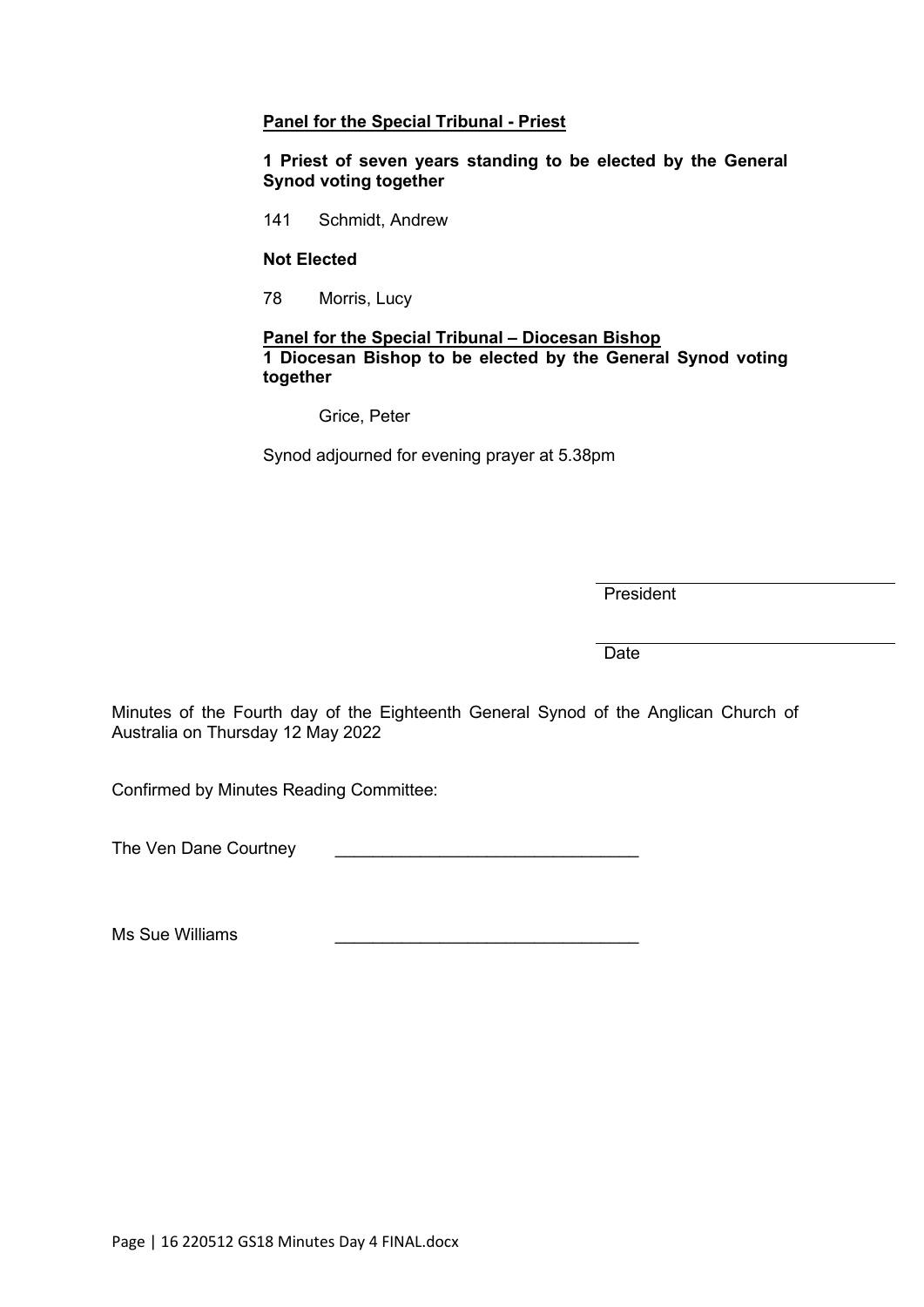**Panel for the Special Tribunal - Priest**

**1 Priest of seven years standing to be elected by the General Synod voting together**

141 Schmidt, Andrew

**Not Elected**

78 Morris, Lucy

**Panel for the Special Tribunal – Diocesan Bishop**

**1 Diocesan Bishop to be elected by the General Synod voting together**

Grice, Peter

Synod adjourned for evening prayer at 5.38pm

\_\_\_\_\_\_\_\_\_\_\_\_\_\_\_\_\_\_\_\_\_\_\_\_\_\_\_\_\_\_\_\_
President

\_\_\_\_\_\_\_\_\_\_\_\_\_\_\_\_\_\_\_\_\_\_\_\_\_\_\_\_\_\_\_\_
Date

Minutes of the Fourth day of the Eighteenth General Synod of the Anglican Church of Australia on Thursday 12 May 2022

Confirmed by Minutes Reading Committee:

The Ven Dane Courtney \_\_\_\_\_\_\_\_\_\_\_\_\_\_\_\_\_\_\_\_\_\_\_\_\_\_\_\_\_\_\_\_

Ms Sue Williams \_\_\_\_\_\_\_\_\_\_\_\_\_\_\_\_\_\_\_\_\_\_\_\_\_\_\_\_\_\_\_\_